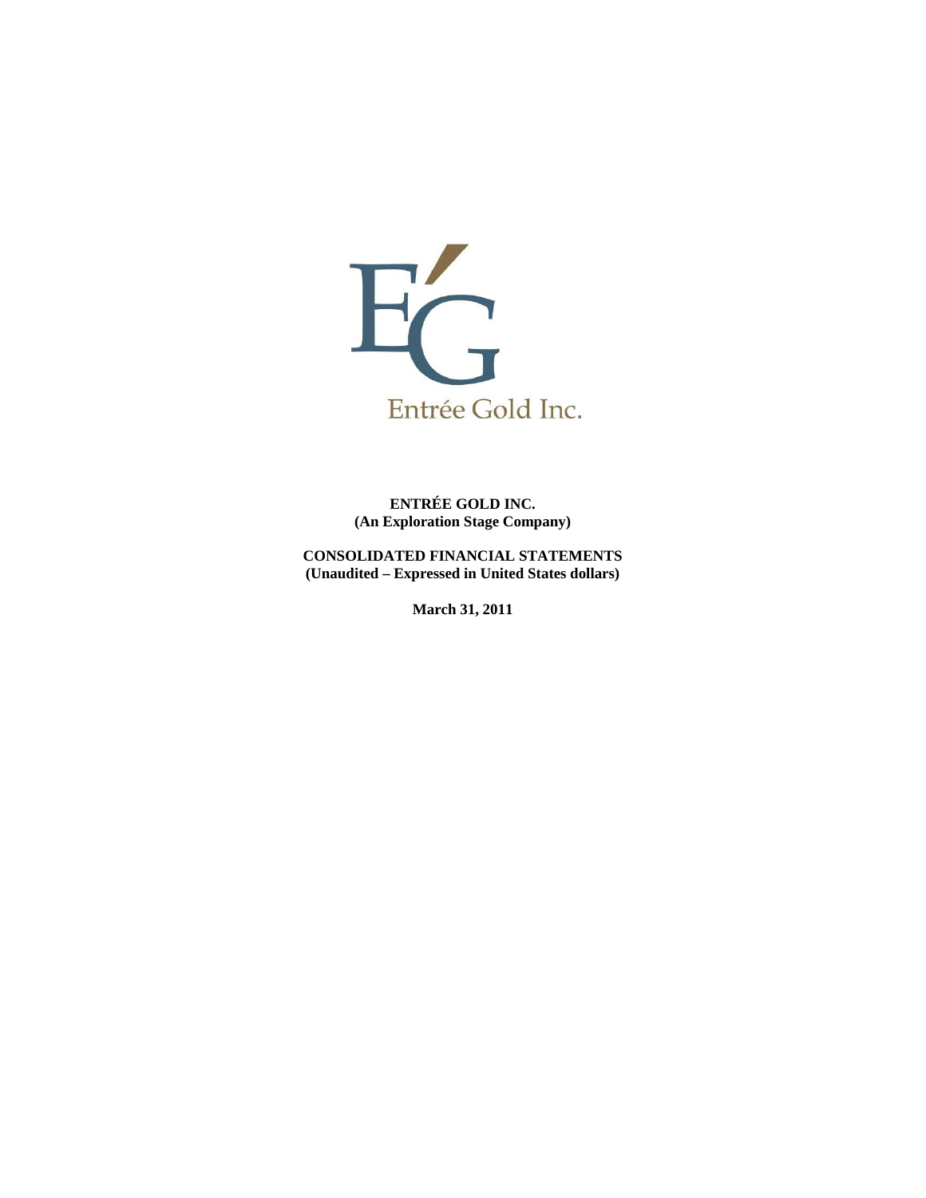Entrée Gold Inc.

**ENTRÉE GOLD INC.**
**(An Exploration Stage Company)**

**CONSOLIDATED FINANCIAL STATEMENTS**
**(Unaudited – Expressed in United States dollars)**

**March 31, 2011**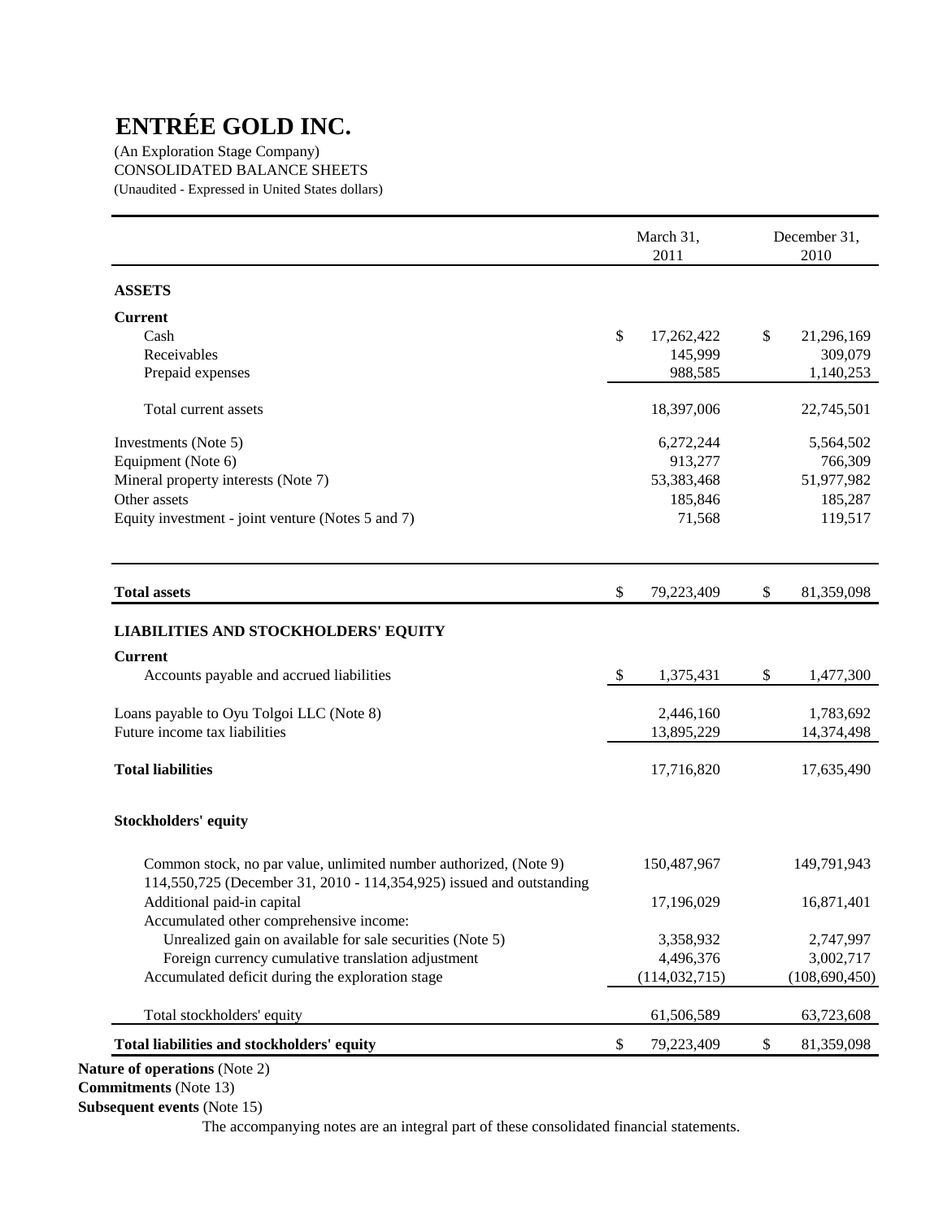# ENTRÉE GOLD INC.

(An Exploration Stage Company)
CONSOLIDATED BALANCE SHEETS
(Unaudited - Expressed in United States dollars)

| | March 31, 2011 | December 31, 2010 |
|---|---|---|
| **ASSETS** | | |
| **Current** | | |
| Cash | $ 17,262,422 | $ 21,296,169 |
| Receivables | 145,999 | 309,079 |
| Prepaid expenses | 988,585 | 1,140,253 |
| Total current assets | 18,397,006 | 22,745,501 |
| Investments (Note 5) | 6,272,244 | 5,564,502 |
| Equipment (Note 6) | 913,277 | 766,309 |
| Mineral property interests (Note 7) | 53,383,468 | 51,977,982 |
| Other assets | 185,846 | 185,287 |
| Equity investment - joint venture (Notes 5 and 7) | 71,568 | 119,517 |
| **Total assets** | $ 79,223,409 | $ 81,359,098 |
| **LIABILITIES AND STOCKHOLDERS' EQUITY** | | |
| **Current** | | |
| Accounts payable and accrued liabilities | $ 1,375,431 | $ 1,477,300 |
| Loans payable to Oyu Tolgoi LLC (Note 8) | 2,446,160 | 1,783,692 |
| Future income tax liabilities | 13,895,229 | 14,374,498 |
| **Total liabilities** | 17,716,820 | 17,635,490 |
| **Stockholders' equity** | | |
| Common stock, no par value, unlimited number authorized, (Note 9) 114,550,725 (December 31, 2010 - 114,354,925) issued and outstanding | 150,487,967 | 149,791,943 |
| Additional paid-in capital | 17,196,029 | 16,871,401 |
| Accumulated other comprehensive income: | | |
| Unrealized gain on available for sale securities (Note 5) | 3,358,932 | 2,747,997 |
| Foreign currency cumulative translation adjustment | 4,496,376 | 3,002,717 |
| Accumulated deficit during the exploration stage | (114,032,715) | (108,690,450) |
| Total stockholders' equity | 61,506,589 | 63,723,608 |
| **Total liabilities and stockholders' equity** | $ 79,223,409 | $ 81,359,098 |

**Nature of operations** (Note 2)
**Commitments** (Note 13)
**Subsequent events** (Note 15)

The accompanying notes are an integral part of these consolidated financial statements.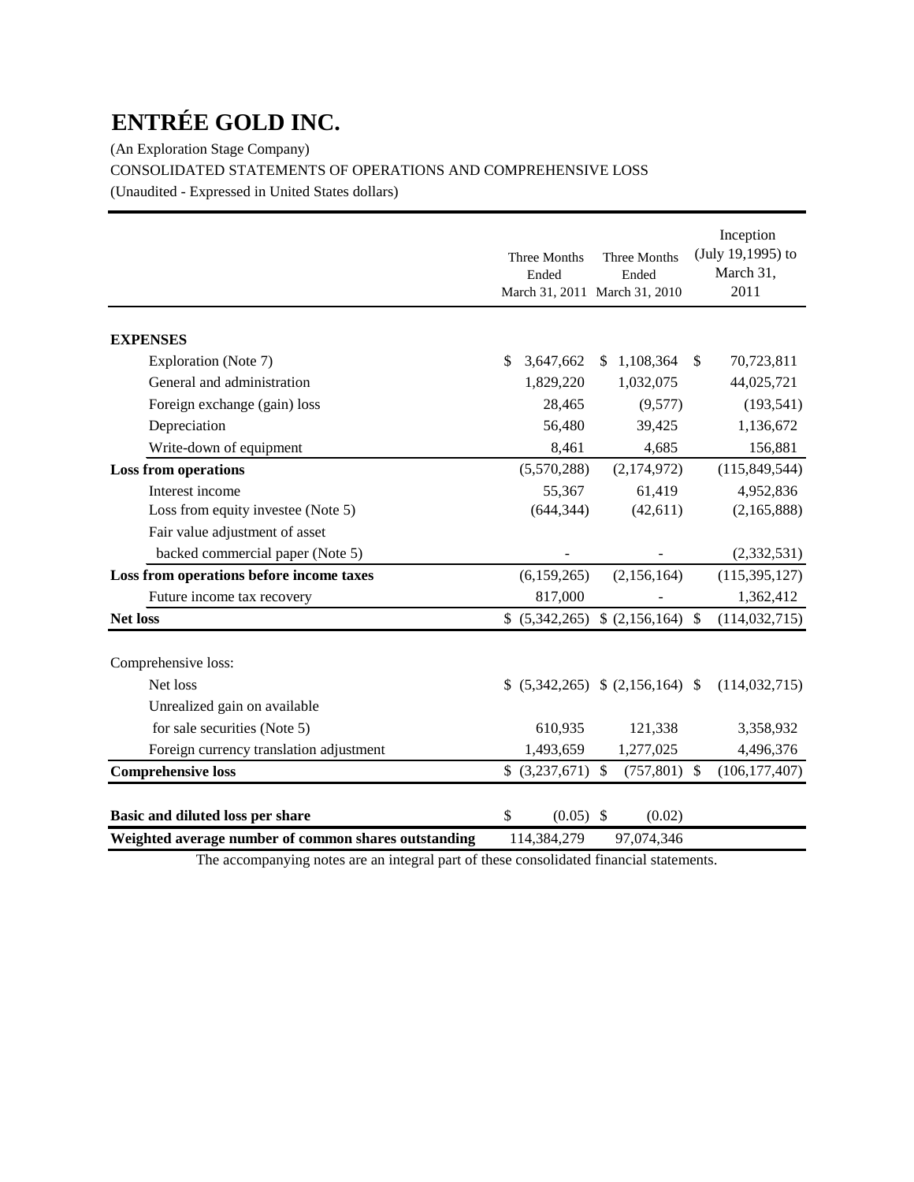# ENTRÉE GOLD INC.

(An Exploration Stage Company)

CONSOLIDATED STATEMENTS OF OPERATIONS AND COMPREHENSIVE LOSS

(Unaudited - Expressed in United States dollars)

| | Three Months Ended March 31, 2011 | Three Months Ended March 31, 2010 | Inception (July 19,1995) to March 31, 2011 |
|---|---|---|---|
| **EXPENSES** | | | |
| Exploration (Note 7) | $ 3,647,662 | $ 1,108,364 | $ 70,723,811 |
| General and administration | 1,829,220 | 1,032,075 | 44,025,721 |
| Foreign exchange (gain) loss | 28,465 | (9,577) | (193,541) |
| Depreciation | 56,480 | 39,425 | 1,136,672 |
| Write-down of equipment | 8,461 | 4,685 | 156,881 |
| **Loss from operations** | (5,570,288) | (2,174,972) | (115,849,544) |
| Interest income | 55,367 | 61,419 | 4,952,836 |
| Loss from equity investee (Note 5) | (644,344) | (42,611) | (2,165,888) |
| Fair value adjustment of asset backed commercial paper (Note 5) | - | - | (2,332,531) |
| **Loss from operations before income taxes** | (6,159,265) | (2,156,164) | (115,395,127) |
| Future income tax recovery | 817,000 | - | 1,362,412 |
| **Net loss** | $ (5,342,265) | $ (2,156,164) | $ (114,032,715) |
| Comprehensive loss: | | | |
| Net loss | $ (5,342,265) | $ (2,156,164) | $ (114,032,715) |
| Unrealized gain on available for sale securities (Note 5) | 610,935 | 121,338 | 3,358,932 |
| Foreign currency translation adjustment | 1,493,659 | 1,277,025 | 4,496,376 |
| **Comprehensive loss** | $ (3,237,671) | $ (757,801) | $ (106,177,407) |
| **Basic and diluted loss per share** | $ (0.05) | $ (0.02) | |
| **Weighted average number of common shares outstanding** | 114,384,279 | 97,074,346 | |

The accompanying notes are an integral part of these consolidated financial statements.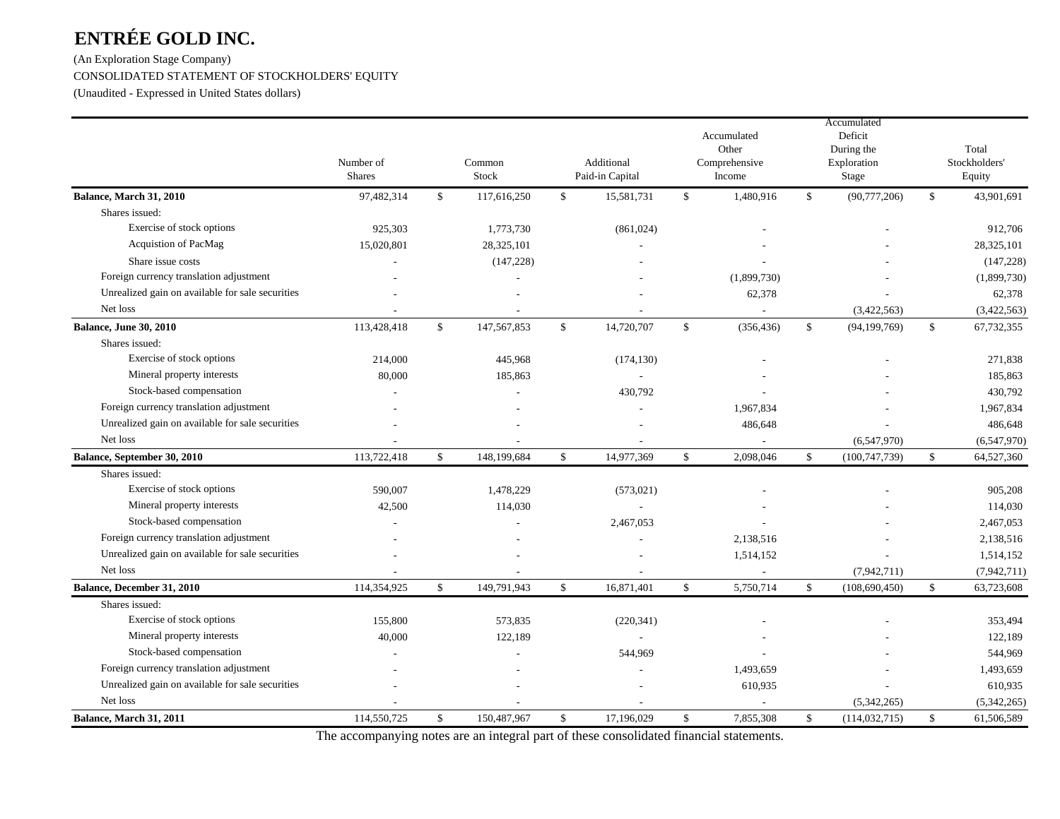# ENTRÉE GOLD INC.

(An Exploration Stage Company)

CONSOLIDATED STATEMENT OF STOCKHOLDERS' EQUITY

(Unaudited - Expressed in United States dollars)

| | Number of Shares | Common Stock | Additional Paid-in Capital | Accumulated Other Comprehensive Income | Accumulated Deficit During the Exploration Stage | Total Stockholders' Equity |
|---|---|---|---|---|---|---|
| **Balance, March 31, 2010** | 97,482,314 | $ 117,616,250 | $ 15,581,731 | $ 1,480,916 | $ (90,777,206) | $ 43,901,691 |
| Shares issued: | | | | | | |
| Exercise of stock options | 925,303 | 1,773,730 | (861,024) | - | - | 912,706 |
| Acquistion of PacMag | 15,020,801 | 28,325,101 | - | - | - | 28,325,101 |
| Share issue costs | - | (147,228) | - | - | - | (147,228) |
| Foreign currency translation adjustment | - | - | - | (1,899,730) | - | (1,899,730) |
| Unrealized gain on available for sale securities | - | - | - | 62,378 | - | 62,378 |
| Net loss | - | - | - | - | (3,422,563) | (3,422,563) |
| **Balance, June 30, 2010** | 113,428,418 | $ 147,567,853 | $ 14,720,707 | $ (356,436) | $ (94,199,769) | $ 67,732,355 |
| Shares issued: | | | | | | |
| Exercise of stock options | 214,000 | 445,968 | (174,130) | - | - | 271,838 |
| Mineral property interests | 80,000 | 185,863 | - | - | - | 185,863 |
| Stock-based compensation | - | - | 430,792 | - | - | 430,792 |
| Foreign currency translation adjustment | - | - | - | 1,967,834 | - | 1,967,834 |
| Unrealized gain on available for sale securities | - | - | - | 486,648 | - | 486,648 |
| Net loss | - | - | - | - | (6,547,970) | (6,547,970) |
| **Balance, September 30, 2010** | 113,722,418 | $ 148,199,684 | $ 14,977,369 | $ 2,098,046 | $ (100,747,739) | $ 64,527,360 |
| Shares issued: | | | | | | |
| Exercise of stock options | 590,007 | 1,478,229 | (573,021) | - | - | 905,208 |
| Mineral property interests | 42,500 | 114,030 | - | - | - | 114,030 |
| Stock-based compensation | - | - | 2,467,053 | - | - | 2,467,053 |
| Foreign currency translation adjustment | - | - | - | 2,138,516 | - | 2,138,516 |
| Unrealized gain on available for sale securities | - | - | - | 1,514,152 | - | 1,514,152 |
| Net loss | - | - | - | - | (7,942,711) | (7,942,711) |
| **Balance, December 31, 2010** | 114,354,925 | $ 149,791,943 | $ 16,871,401 | $ 5,750,714 | $ (108,690,450) | $ 63,723,608 |
| Shares issued: | | | | | | |
| Exercise of stock options | 155,800 | 573,835 | (220,341) | - | - | 353,494 |
| Mineral property interests | 40,000 | 122,189 | - | - | - | 122,189 |
| Stock-based compensation | - | - | 544,969 | - | - | 544,969 |
| Foreign currency translation adjustment | - | - | - | 1,493,659 | - | 1,493,659 |
| Unrealized gain on available for sale securities | - | - | - | 610,935 | - | 610,935 |
| Net loss | - | - | - | - | (5,342,265) | (5,342,265) |
| **Balance, March 31, 2011** | 114,550,725 | $ 150,487,967 | $ 17,196,029 | $ 7,855,308 | $ (114,032,715) | $ 61,506,589 |

The accompanying notes are an integral part of these consolidated financial statements.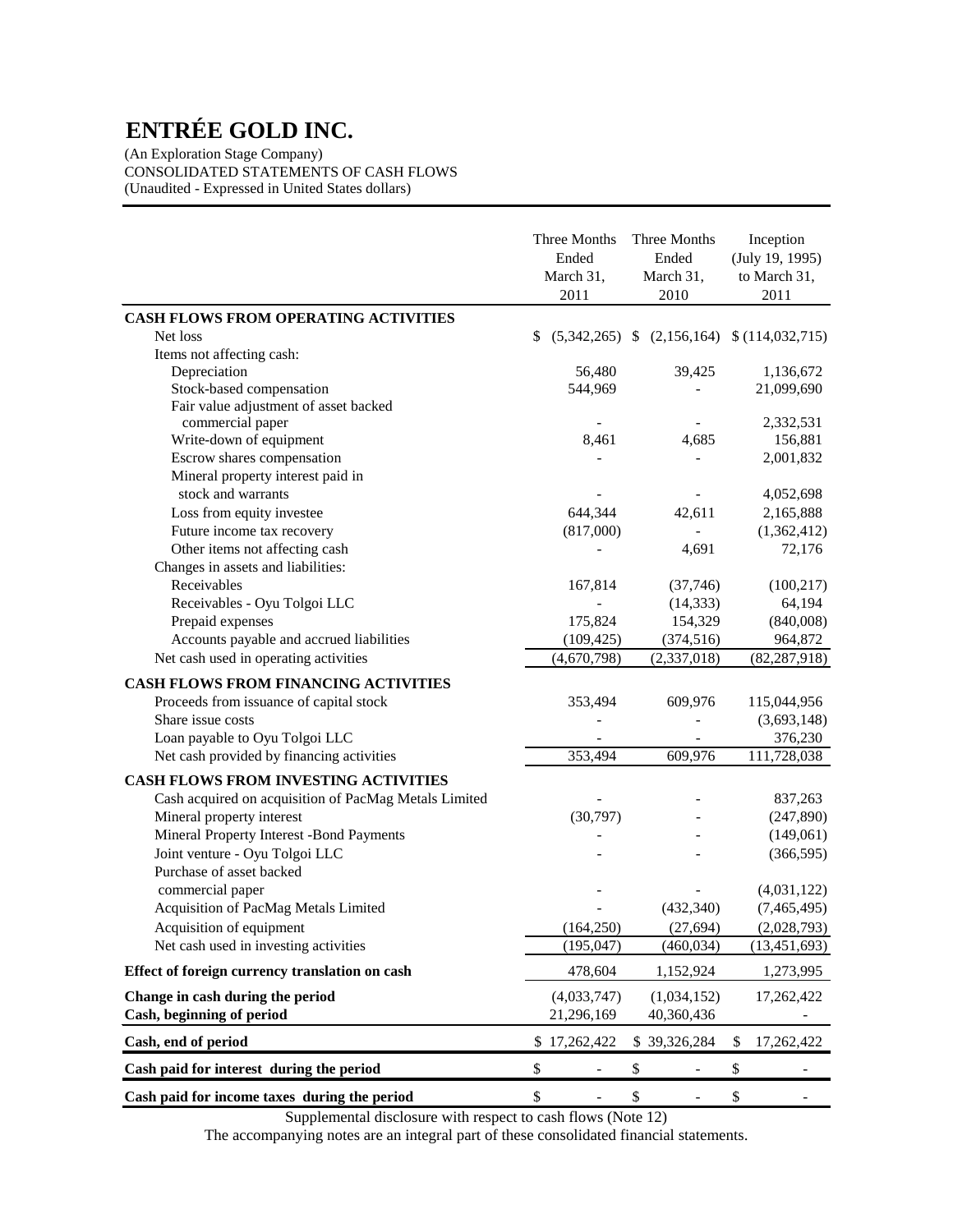# ENTRÉE GOLD INC.

(An Exploration Stage Company)
CONSOLIDATED STATEMENTS OF CASH FLOWS
(Unaudited - Expressed in United States dollars)

| | Three Months Ended March 31, 2011 | Three Months Ended March 31, 2010 | Inception (July 19, 1995) to March 31, 2011 |
|---|---|---|---|
| **CASH FLOWS FROM OPERATING ACTIVITIES** | | | |
| Net loss | $ (5,342,265) | $ (2,156,164) | $ (114,032,715) |
| Items not affecting cash: | | | |
| Depreciation | 56,480 | 39,425 | 1,136,672 |
| Stock-based compensation | 544,969 | - | 21,099,690 |
| Fair value adjustment of asset backed commercial paper | - | - | 2,332,531 |
| Write-down of equipment | 8,461 | 4,685 | 156,881 |
| Escrow shares compensation | - | - | 2,001,832 |
| Mineral property interest paid in stock and warrants | - | - | 4,052,698 |
| Loss from equity investee | 644,344 | 42,611 | 2,165,888 |
| Future income tax recovery | (817,000) | - | (1,362,412) |
| Other items not affecting cash | - | 4,691 | 72,176 |
| Changes in assets and liabilities: | | | |
| Receivables | 167,814 | (37,746) | (100,217) |
| Receivables - Oyu Tolgoi LLC | - | (14,333) | 64,194 |
| Prepaid expenses | 175,824 | 154,329 | (840,008) |
| Accounts payable and accrued liabilities | (109,425) | (374,516) | 964,872 |
| Net cash used in operating activities | (4,670,798) | (2,337,018) | (82,287,918) |
| **CASH FLOWS FROM FINANCING ACTIVITIES** | | | |
| Proceeds from issuance of capital stock | 353,494 | 609,976 | 115,044,956 |
| Share issue costs | - | - | (3,693,148) |
| Loan payable to Oyu Tolgoi LLC | - | - | 376,230 |
| Net cash provided by financing activities | 353,494 | 609,976 | 111,728,038 |
| **CASH FLOWS FROM INVESTING ACTIVITIES** | | | |
| Cash acquired on acquisition of PacMag Metals Limited | - | - | 837,263 |
| Mineral property interest | (30,797) | - | (247,890) |
| Mineral Property Interest -Bond Payments | - | - | (149,061) |
| Joint venture - Oyu Tolgoi LLC | - | - | (366,595) |
| Purchase of asset backed commercial paper | - | - | (4,031,122) |
| Acquisition of PacMag Metals Limited | - | (432,340) | (7,465,495) |
| Acquisition of equipment | (164,250) | (27,694) | (2,028,793) |
| Net cash used in investing activities | (195,047) | (460,034) | (13,451,693) |
| **Effect of foreign currency translation on cash** | 478,604 | 1,152,924 | 1,273,995 |
| **Change in cash during the period** | (4,033,747) | (1,034,152) | 17,262,422 |
| **Cash, beginning of period** | 21,296,169 | 40,360,436 | - |
| **Cash, end of period** | $ 17,262,422 | $ 39,326,284 | $ 17,262,422 |
| **Cash paid for interest during the period** | $ - | $ - | $ - |
| **Cash paid for income taxes during the period** | $ - | $ - | $ - |

Supplemental disclosure with respect to cash flows (Note 12)

The accompanying notes are an integral part of these consolidated financial statements.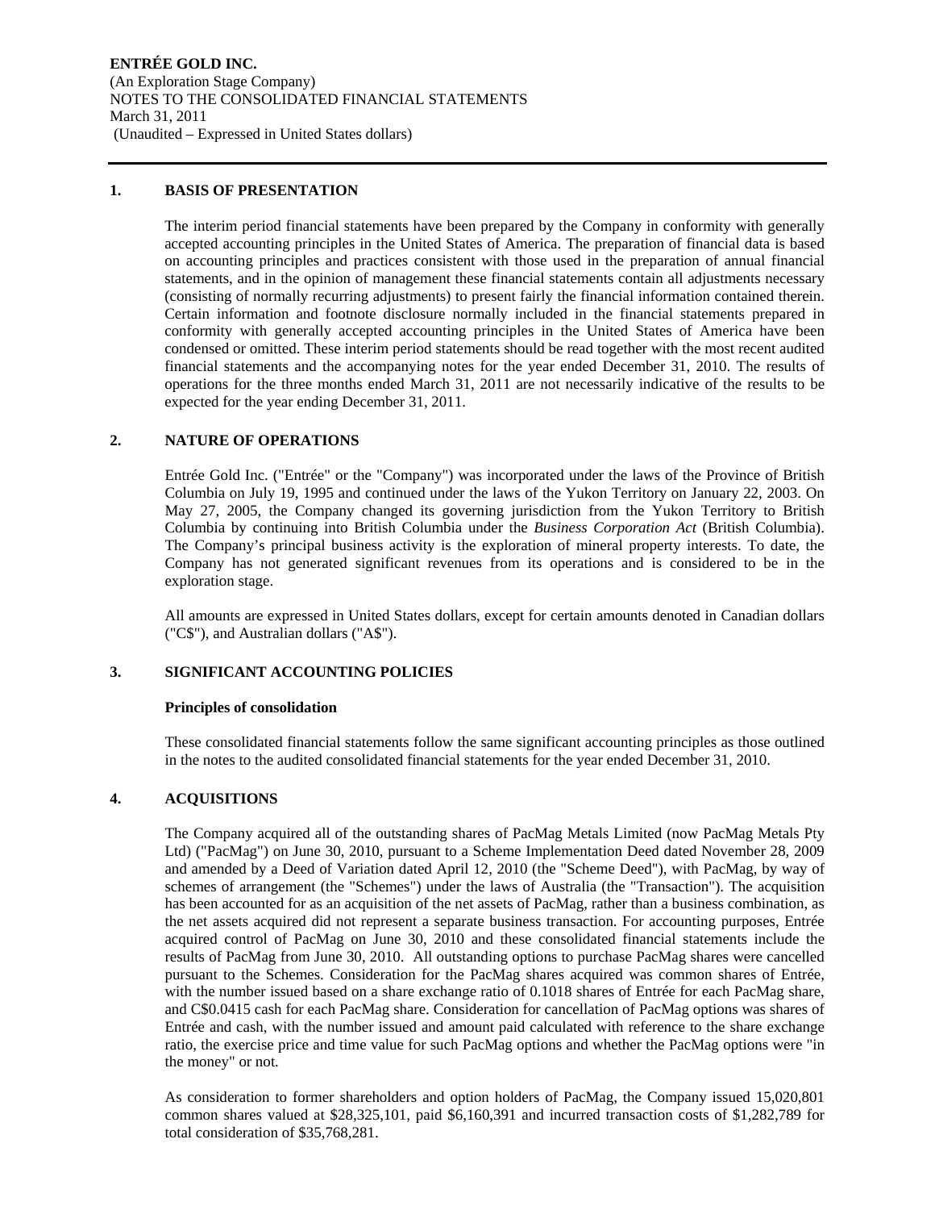**ENTRÉE GOLD INC.**
(An Exploration Stage Company)
NOTES TO THE CONSOLIDATED FINANCIAL STATEMENTS
March 31, 2011
(Unaudited – Expressed in United States dollars)

## 1. BASIS OF PRESENTATION

The interim period financial statements have been prepared by the Company in conformity with generally accepted accounting principles in the United States of America. The preparation of financial data is based on accounting principles and practices consistent with those used in the preparation of annual financial statements, and in the opinion of management these financial statements contain all adjustments necessary (consisting of normally recurring adjustments) to present fairly the financial information contained therein. Certain information and footnote disclosure normally included in the financial statements prepared in conformity with generally accepted accounting principles in the United States of America have been condensed or omitted. These interim period statements should be read together with the most recent audited financial statements and the accompanying notes for the year ended December 31, 2010. The results of operations for the three months ended March 31, 2011 are not necessarily indicative of the results to be expected for the year ending December 31, 2011.

## 2. NATURE OF OPERATIONS

Entrée Gold Inc. ("Entrée" or the "Company") was incorporated under the laws of the Province of British Columbia on July 19, 1995 and continued under the laws of the Yukon Territory on January 22, 2003. On May 27, 2005, the Company changed its governing jurisdiction from the Yukon Territory to British Columbia by continuing into British Columbia under the *Business Corporation Act* (British Columbia). The Company's principal business activity is the exploration of mineral property interests. To date, the Company has not generated significant revenues from its operations and is considered to be in the exploration stage.

All amounts are expressed in United States dollars, except for certain amounts denoted in Canadian dollars ("C$"), and Australian dollars ("A$").

## 3. SIGNIFICANT ACCOUNTING POLICIES

**Principles of consolidation**

These consolidated financial statements follow the same significant accounting principles as those outlined in the notes to the audited consolidated financial statements for the year ended December 31, 2010.

## 4. ACQUISITIONS

The Company acquired all of the outstanding shares of PacMag Metals Limited (now PacMag Metals Pty Ltd) ("PacMag") on June 30, 2010, pursuant to a Scheme Implementation Deed dated November 28, 2009 and amended by a Deed of Variation dated April 12, 2010 (the "Scheme Deed"), with PacMag, by way of schemes of arrangement (the "Schemes") under the laws of Australia (the "Transaction"). The acquisition has been accounted for as an acquisition of the net assets of PacMag, rather than a business combination, as the net assets acquired did not represent a separate business transaction. For accounting purposes, Entrée acquired control of PacMag on June 30, 2010 and these consolidated financial statements include the results of PacMag from June 30, 2010. All outstanding options to purchase PacMag shares were cancelled pursuant to the Schemes. Consideration for the PacMag shares acquired was common shares of Entrée, with the number issued based on a share exchange ratio of 0.1018 shares of Entrée for each PacMag share, and C$0.0415 cash for each PacMag share. Consideration for cancellation of PacMag options was shares of Entrée and cash, with the number issued and amount paid calculated with reference to the share exchange ratio, the exercise price and time value for such PacMag options and whether the PacMag options were "in the money" or not.

As consideration to former shareholders and option holders of PacMag, the Company issued 15,020,801 common shares valued at $28,325,101, paid $6,160,391 and incurred transaction costs of $1,282,789 for total consideration of $35,768,281.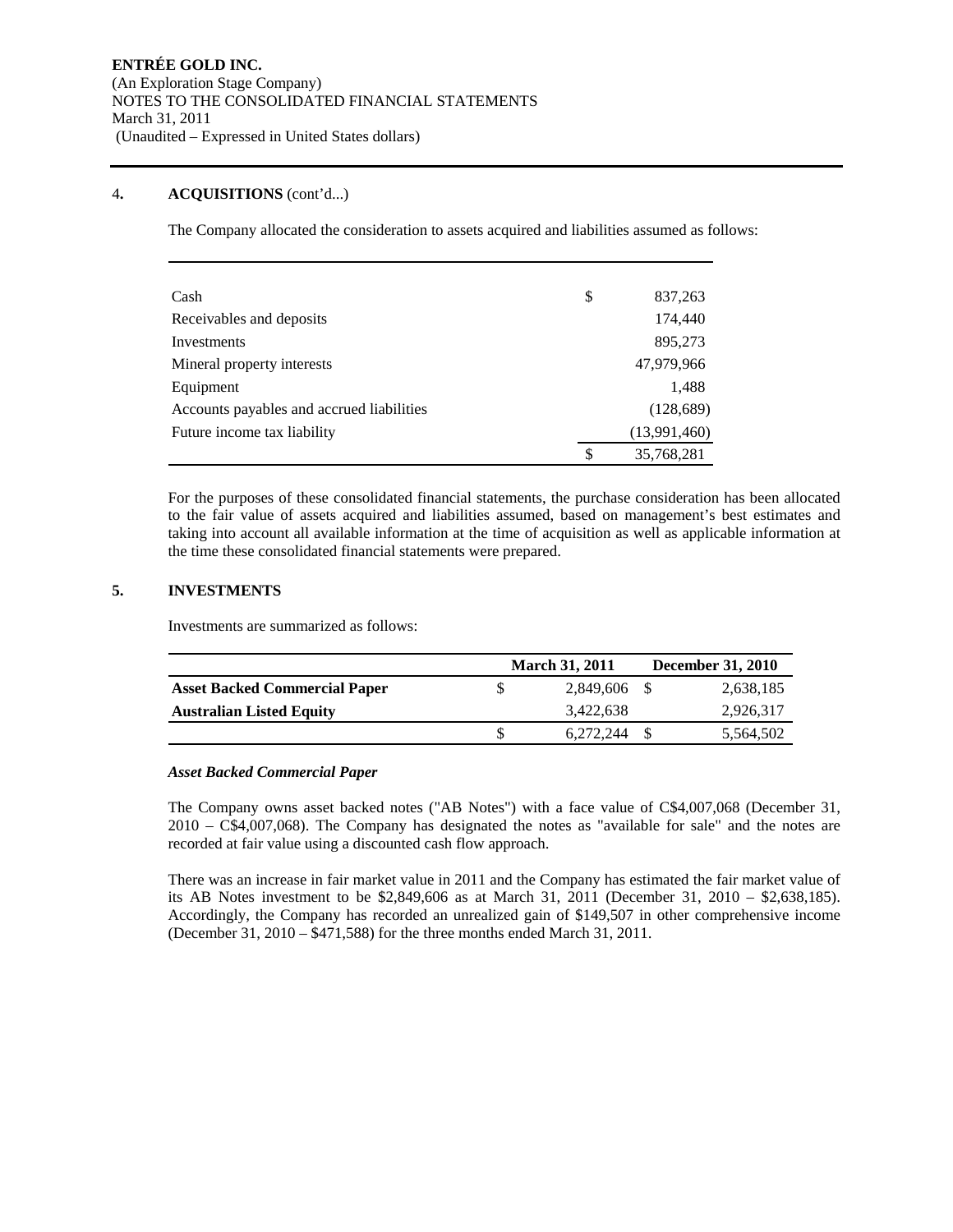### 4. ACQUISITIONS (cont'd...)

The Company allocated the consideration to assets acquired and liabilities assumed as follows:

| | |
|---|---|
| Cash | $ 837,263 |
| Receivables and deposits | 174,440 |
| Investments | 895,273 |
| Mineral property interests | 47,979,966 |
| Equipment | 1,488 |
| Accounts payables and accrued liabilities | (128,689) |
| Future income tax liability | (13,991,460) |
| | $ 35,768,281 |

For the purposes of these consolidated financial statements, the purchase consideration has been allocated to the fair value of assets acquired and liabilities assumed, based on management's best estimates and taking into account all available information at the time of acquisition as well as applicable information at the time these consolidated financial statements were prepared.

### 5. INVESTMENTS

Investments are summarized as follows:

| | March 31, 2011 | December 31, 2010 |
|---|---|---|
| **Asset Backed Commercial Paper** | $ 2,849,606 | $ 2,638,185 |
| **Australian Listed Equity** | 3,422,638 | 2,926,317 |
| | $ 6,272,244 | $ 5,564,502 |

***Asset Backed Commercial Paper***

The Company owns asset backed notes ("AB Notes") with a face value of C$4,007,068 (December 31, 2010 – C$4,007,068). The Company has designated the notes as "available for sale" and the notes are recorded at fair value using a discounted cash flow approach.

There was an increase in fair market value in 2011 and the Company has estimated the fair market value of its AB Notes investment to be $2,849,606 as at March 31, 2011 (December 31, 2010 – $2,638,185). Accordingly, the Company has recorded an unrealized gain of $149,507 in other comprehensive income (December 31, 2010 – $471,588) for the three months ended March 31, 2011.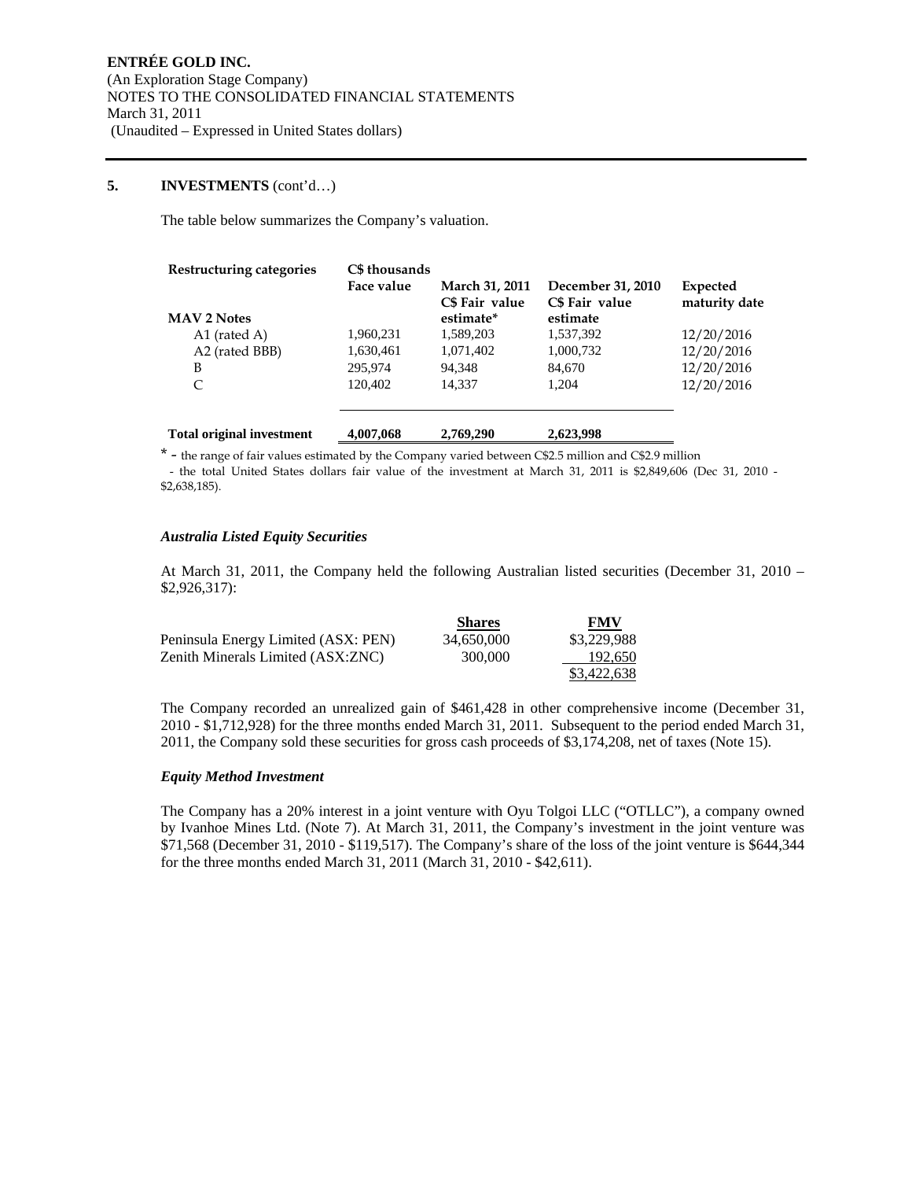## 5. INVESTMENTS (cont'd…)

The table below summarizes the Company's valuation.

| Restructuring categories | C$ thousands Face value | March 31, 2011 C$ Fair value estimate* | December 31, 2010 C$ Fair value estimate | Expected maturity date |
|---|---|---|---|---|
| **MAV 2 Notes** | | | | |
| A1 (rated A) | 1,960,231 | 1,589,203 | 1,537,392 | 12/20/2016 |
| A2 (rated BBB) | 1,630,461 | 1,071,402 | 1,000,732 | 12/20/2016 |
| B | 295,974 | 94,348 | 84,670 | 12/20/2016 |
| C | 120,402 | 14,337 | 1,204 | 12/20/2016 |
| **Total original investment** | **4,007,068** | **2,769,290** | **2,623,998** | |

* - the range of fair values estimated by the Company varied between C$2.5 million and C$2.9 million
- the total United States dollars fair value of the investment at March 31, 2011 is $2,849,606 (Dec 31, 2010 - $2,638,185).

### *Australia Listed Equity Securities*

At March 31, 2011, the Company held the following Australian listed securities (December 31, 2010 – $2,926,317):

| | Shares | FMV |
|---|---|---|
| Peninsula Energy Limited (ASX: PEN) | 34,650,000 | $3,229,988 |
| Zenith Minerals Limited (ASX:ZNC) | 300,000 | 192,650 |
| | | $3,422,638 |

The Company recorded an unrealized gain of $461,428 in other comprehensive income (December 31, 2010 - $1,712,928) for the three months ended March 31, 2011. Subsequent to the period ended March 31, 2011, the Company sold these securities for gross cash proceeds of $3,174,208, net of taxes (Note 15).

### *Equity Method Investment*

The Company has a 20% interest in a joint venture with Oyu Tolgoi LLC ("OTLLC"), a company owned by Ivanhoe Mines Ltd. (Note 7). At March 31, 2011, the Company's investment in the joint venture was $71,568 (December 31, 2010 - $119,517). The Company's share of the loss of the joint venture is $644,344 for the three months ended March 31, 2011 (March 31, 2010 - $42,611).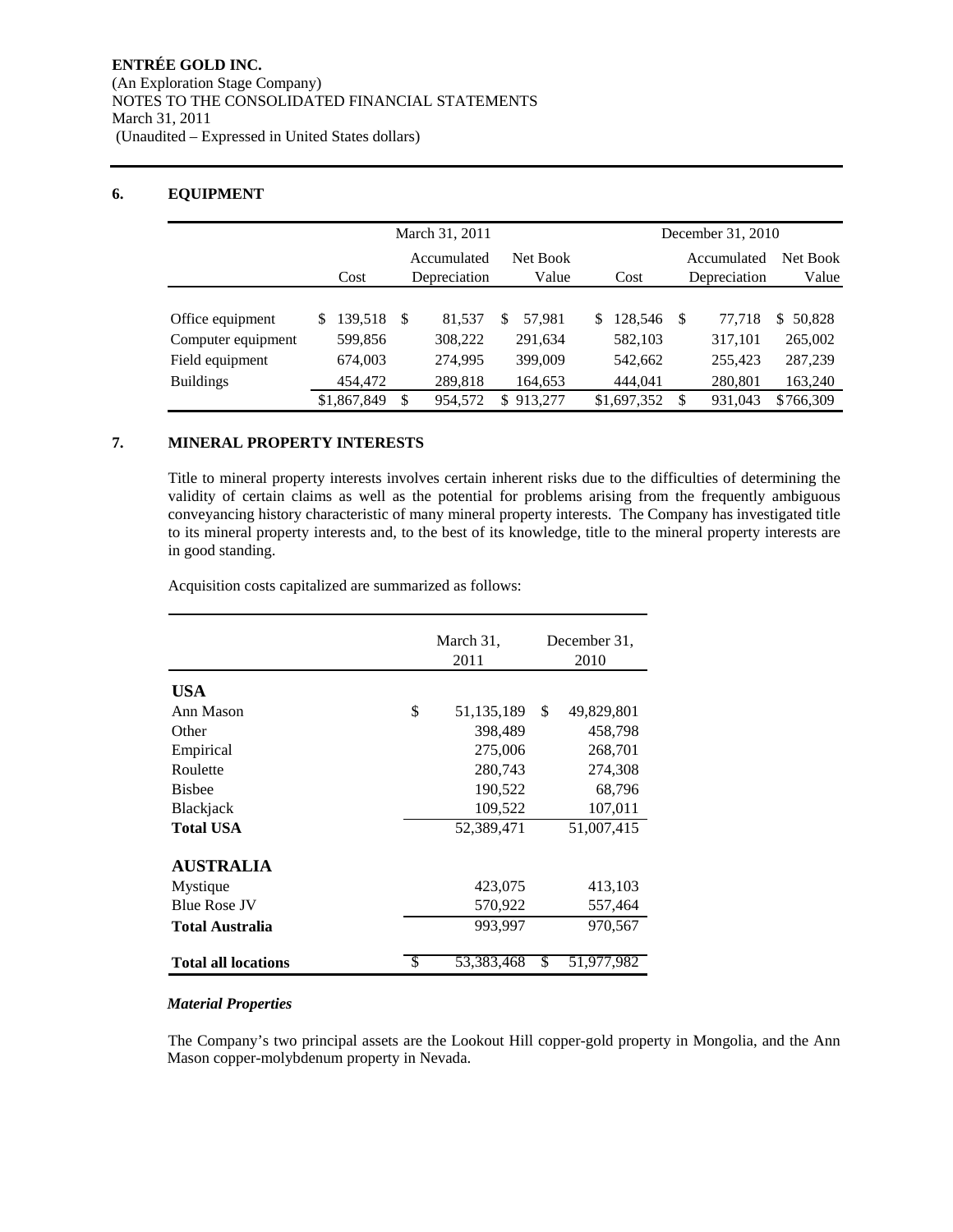ENTRÉE GOLD INC.
(An Exploration Stage Company)
NOTES TO THE CONSOLIDATED FINANCIAL STATEMENTS
March 31, 2011
(Unaudited – Expressed in United States dollars)

## 6. EQUIPMENT

| | March 31, 2011 | | | December 31, 2010 | | |
|---|---|---|---|---|---|---|
| | Cost | Accumulated Depreciation | Net Book Value | Cost | Accumulated Depreciation | Net Book Value |
| Office equipment | $ 139,518 | $ 81,537 | $ 57,981 | $ 128,546 | $ 77,718 | $ 50,828 |
| Computer equipment | 599,856 | 308,222 | 291,634 | 582,103 | 317,101 | 265,002 |
| Field equipment | 674,003 | 274,995 | 399,009 | 542,662 | 255,423 | 287,239 |
| Buildings | 454,472 | 289,818 | 164,653 | 444,041 | 280,801 | 163,240 |
| | $1,867,849 | $ 954,572 | $ 913,277 | $1,697,352 | $ 931,043 | $766,309 |

## 7. MINERAL PROPERTY INTERESTS

Title to mineral property interests involves certain inherent risks due to the difficulties of determining the validity of certain claims as well as the potential for problems arising from the frequently ambiguous conveyancing history characteristic of many mineral property interests. The Company has investigated title to its mineral property interests and, to the best of its knowledge, title to the mineral property interests are in good standing.

Acquisition costs capitalized are summarized as follows:

| | March 31, 2011 | December 31, 2010 |
|---|---|---|
| **USA** | | |
| Ann Mason | $ 51,135,189 | $ 49,829,801 |
| Other | 398,489 | 458,798 |
| Empirical | 275,006 | 268,701 |
| Roulette | 280,743 | 274,308 |
| Bisbee | 190,522 | 68,796 |
| Blackjack | 109,522 | 107,011 |
| **Total USA** | 52,389,471 | 51,007,415 |
| **AUSTRALIA** | | |
| Mystique | 423,075 | 413,103 |
| Blue Rose JV | 570,922 | 557,464 |
| **Total Australia** | 993,997 | 970,567 |
| **Total all locations** | $ 53,383,468 | $ 51,977,982 |

***Material Properties***

The Company's two principal assets are the Lookout Hill copper-gold property in Mongolia, and the Ann Mason copper-molybdenum property in Nevada.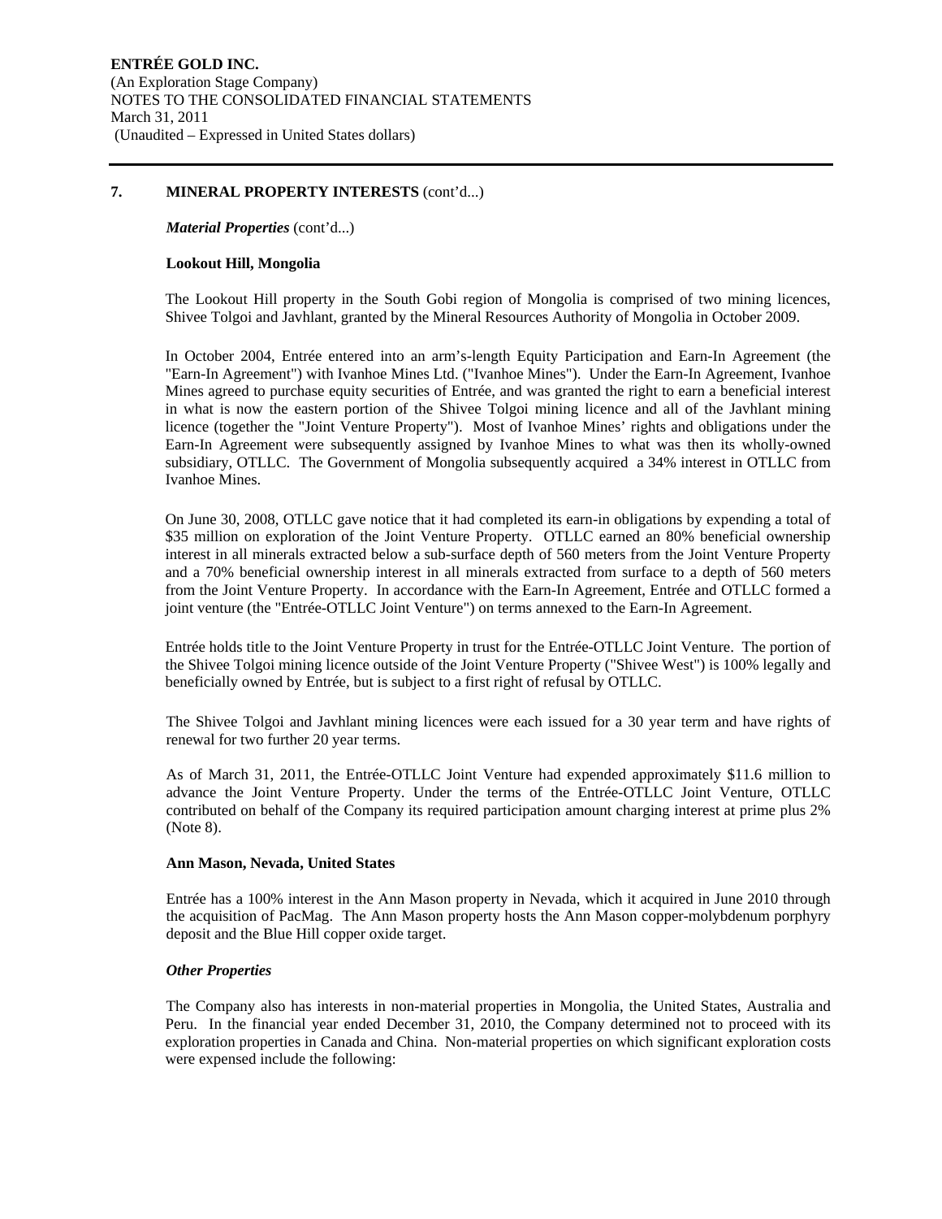## 7. MINERAL PROPERTY INTERESTS (cont'd...)

***Material Properties*** (cont'd...)

**Lookout Hill, Mongolia**

The Lookout Hill property in the South Gobi region of Mongolia is comprised of two mining licences, Shivee Tolgoi and Javhlant, granted by the Mineral Resources Authority of Mongolia in October 2009.

In October 2004, Entrée entered into an arm's-length Equity Participation and Earn-In Agreement (the "Earn-In Agreement") with Ivanhoe Mines Ltd. ("Ivanhoe Mines"). Under the Earn-In Agreement, Ivanhoe Mines agreed to purchase equity securities of Entrée, and was granted the right to earn a beneficial interest in what is now the eastern portion of the Shivee Tolgoi mining licence and all of the Javhlant mining licence (together the "Joint Venture Property"). Most of Ivanhoe Mines' rights and obligations under the Earn-In Agreement were subsequently assigned by Ivanhoe Mines to what was then its wholly-owned subsidiary, OTLLC. The Government of Mongolia subsequently acquired a 34% interest in OTLLC from Ivanhoe Mines.

On June 30, 2008, OTLLC gave notice that it had completed its earn-in obligations by expending a total of \$35 million on exploration of the Joint Venture Property. OTLLC earned an 80% beneficial ownership interest in all minerals extracted below a sub-surface depth of 560 meters from the Joint Venture Property and a 70% beneficial ownership interest in all minerals extracted from surface to a depth of 560 meters from the Joint Venture Property. In accordance with the Earn-In Agreement, Entrée and OTLLC formed a joint venture (the "Entrée-OTLLC Joint Venture") on terms annexed to the Earn-In Agreement.

Entrée holds title to the Joint Venture Property in trust for the Entrée-OTLLC Joint Venture. The portion of the Shivee Tolgoi mining licence outside of the Joint Venture Property ("Shivee West") is 100% legally and beneficially owned by Entrée, but is subject to a first right of refusal by OTLLC.

The Shivee Tolgoi and Javhlant mining licences were each issued for a 30 year term and have rights of renewal for two further 20 year terms.

As of March 31, 2011, the Entrée-OTLLC Joint Venture had expended approximately \$11.6 million to advance the Joint Venture Property. Under the terms of the Entrée-OTLLC Joint Venture, OTLLC contributed on behalf of the Company its required participation amount charging interest at prime plus 2% (Note 8).

**Ann Mason, Nevada, United States**

Entrée has a 100% interest in the Ann Mason property in Nevada, which it acquired in June 2010 through the acquisition of PacMag. The Ann Mason property hosts the Ann Mason copper-molybdenum porphyry deposit and the Blue Hill copper oxide target.

***Other Properties***

The Company also has interests in non-material properties in Mongolia, the United States, Australia and Peru. In the financial year ended December 31, 2010, the Company determined not to proceed with its exploration properties in Canada and China. Non-material properties on which significant exploration costs were expensed include the following: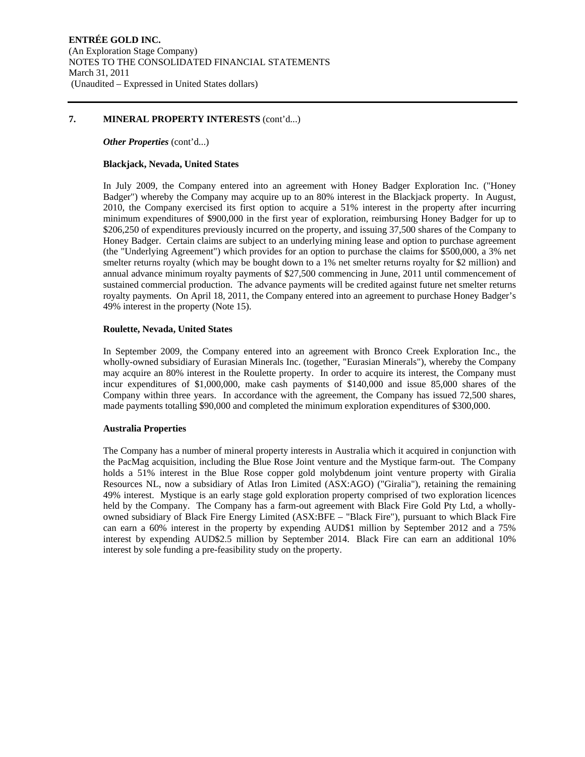## 7. MINERAL PROPERTY INTERESTS (cont'd...)

***Other Properties*** (cont'd...)

**Blackjack, Nevada, United States**

In July 2009, the Company entered into an agreement with Honey Badger Exploration Inc. ("Honey Badger") whereby the Company may acquire up to an 80% interest in the Blackjack property. In August, 2010, the Company exercised its first option to acquire a 51% interest in the property after incurring minimum expenditures of $900,000 in the first year of exploration, reimbursing Honey Badger for up to $206,250 of expenditures previously incurred on the property, and issuing 37,500 shares of the Company to Honey Badger. Certain claims are subject to an underlying mining lease and option to purchase agreement (the "Underlying Agreement") which provides for an option to purchase the claims for $500,000, a 3% net smelter returns royalty (which may be bought down to a 1% net smelter returns royalty for $2 million) and annual advance minimum royalty payments of $27,500 commencing in June, 2011 until commencement of sustained commercial production. The advance payments will be credited against future net smelter returns royalty payments. On April 18, 2011, the Company entered into an agreement to purchase Honey Badger's 49% interest in the property (Note 15).

**Roulette, Nevada, United States**

In September 2009, the Company entered into an agreement with Bronco Creek Exploration Inc., the wholly-owned subsidiary of Eurasian Minerals Inc. (together, "Eurasian Minerals"), whereby the Company may acquire an 80% interest in the Roulette property. In order to acquire its interest, the Company must incur expenditures of $1,000,000, make cash payments of $140,000 and issue 85,000 shares of the Company within three years. In accordance with the agreement, the Company has issued 72,500 shares, made payments totalling $90,000 and completed the minimum exploration expenditures of $300,000.

**Australia Properties**

The Company has a number of mineral property interests in Australia which it acquired in conjunction with the PacMag acquisition, including the Blue Rose Joint venture and the Mystique farm-out. The Company holds a 51% interest in the Blue Rose copper gold molybdenum joint venture property with Giralia Resources NL, now a subsidiary of Atlas Iron Limited (ASX:AGO) ("Giralia"), retaining the remaining 49% interest. Mystique is an early stage gold exploration property comprised of two exploration licences held by the Company. The Company has a farm-out agreement with Black Fire Gold Pty Ltd, a wholly-owned subsidiary of Black Fire Energy Limited (ASX:BFE – "Black Fire"), pursuant to which Black Fire can earn a 60% interest in the property by expending AUD$1 million by September 2012 and a 75% interest by expending AUD$2.5 million by September 2014. Black Fire can earn an additional 10% interest by sole funding a pre-feasibility study on the property.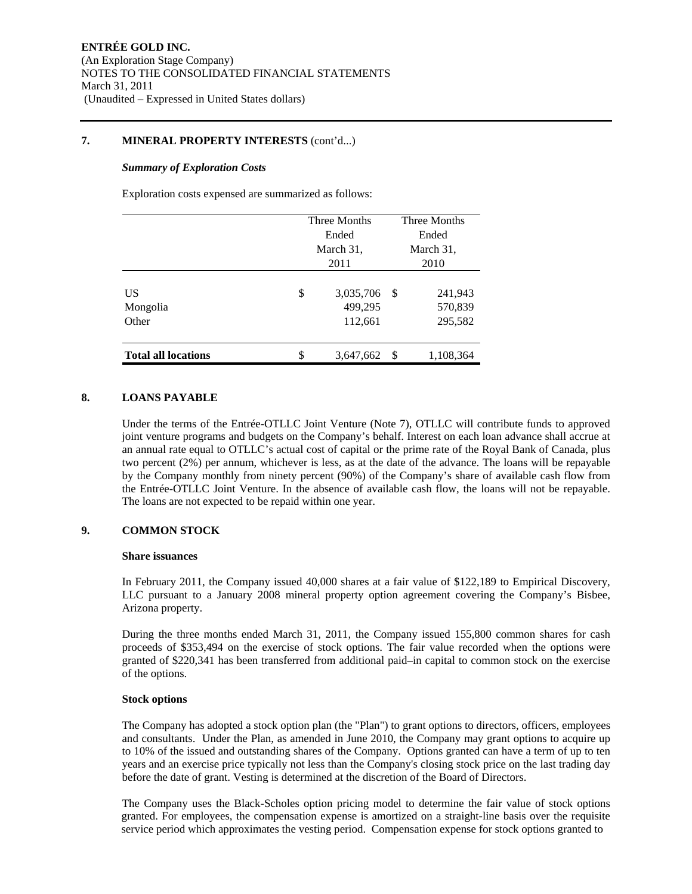## 7. MINERAL PROPERTY INTERESTS (cont'd...)

### *Summary of Exploration Costs*

Exploration costs expensed are summarized as follows:

| | Three Months Ended March 31, 2011 | Three Months Ended March 31, 2010 |
|---|---|---|
| US | $ 3,035,706 | $ 241,943 |
| Mongolia | 499,295 | 570,839 |
| Other | 112,661 | 295,582 |
| **Total all locations** | $ 3,647,662 | $ 1,108,364 |

## 8. LOANS PAYABLE

Under the terms of the Entrée-OTLLC Joint Venture (Note 7), OTLLC will contribute funds to approved joint venture programs and budgets on the Company's behalf. Interest on each loan advance shall accrue at an annual rate equal to OTLLC's actual cost of capital or the prime rate of the Royal Bank of Canada, plus two percent (2%) per annum, whichever is less, as at the date of the advance. The loans will be repayable by the Company monthly from ninety percent (90%) of the Company's share of available cash flow from the Entrée-OTLLC Joint Venture. In the absence of available cash flow, the loans will not be repayable. The loans are not expected to be repaid within one year.

## 9. COMMON STOCK

**Share issuances**

In February 2011, the Company issued 40,000 shares at a fair value of $122,189 to Empirical Discovery, LLC pursuant to a January 2008 mineral property option agreement covering the Company's Bisbee, Arizona property.

During the three months ended March 31, 2011, the Company issued 155,800 common shares for cash proceeds of $353,494 on the exercise of stock options. The fair value recorded when the options were granted of $220,341 has been transferred from additional paid–in capital to common stock on the exercise of the options.

**Stock options**

The Company has adopted a stock option plan (the "Plan") to grant options to directors, officers, employees and consultants. Under the Plan, as amended in June 2010, the Company may grant options to acquire up to 10% of the issued and outstanding shares of the Company. Options granted can have a term of up to ten years and an exercise price typically not less than the Company's closing stock price on the last trading day before the date of grant. Vesting is determined at the discretion of the Board of Directors.

The Company uses the Black-Scholes option pricing model to determine the fair value of stock options granted. For employees, the compensation expense is amortized on a straight-line basis over the requisite service period which approximates the vesting period. Compensation expense for stock options granted to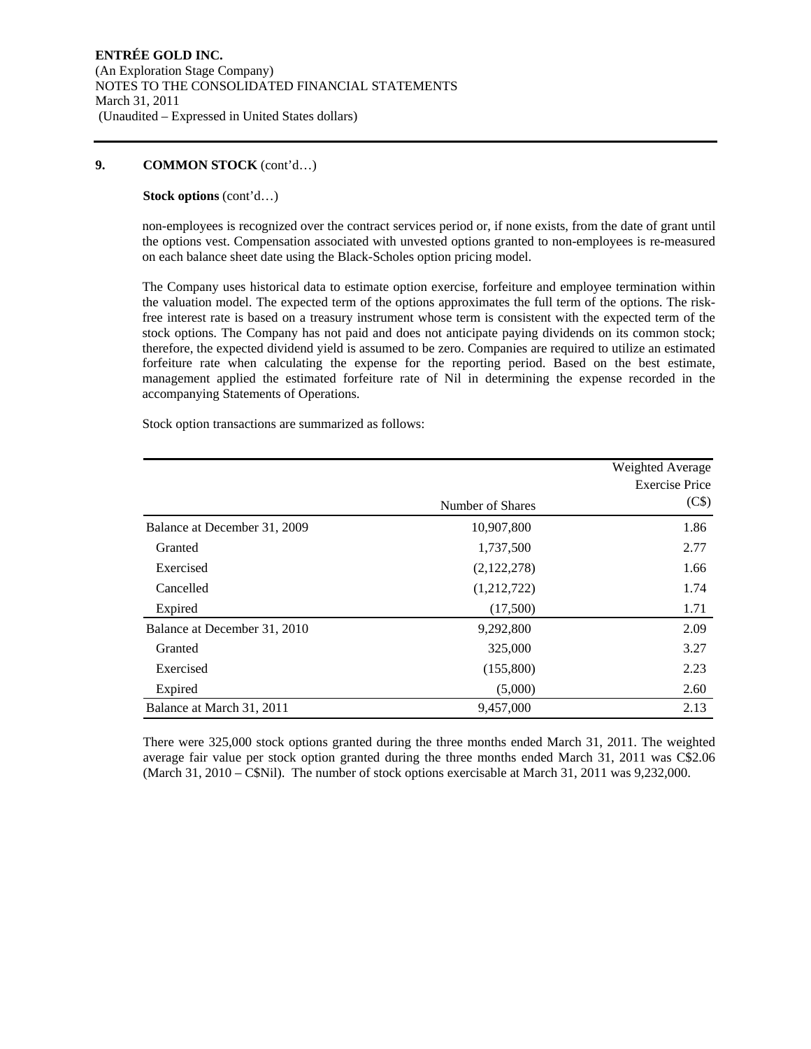## 9. COMMON STOCK (cont'd…)

**Stock options** (cont'd…)

non-employees is recognized over the contract services period or, if none exists, from the date of grant until the options vest. Compensation associated with unvested options granted to non-employees is re-measured on each balance sheet date using the Black-Scholes option pricing model.

The Company uses historical data to estimate option exercise, forfeiture and employee termination within the valuation model. The expected term of the options approximates the full term of the options. The risk-free interest rate is based on a treasury instrument whose term is consistent with the expected term of the stock options. The Company has not paid and does not anticipate paying dividends on its common stock; therefore, the expected dividend yield is assumed to be zero. Companies are required to utilize an estimated forfeiture rate when calculating the expense for the reporting period. Based on the best estimate, management applied the estimated forfeiture rate of Nil in determining the expense recorded in the accompanying Statements of Operations.

Stock option transactions are summarized as follows:

| | Number of Shares | Weighted Average Exercise Price (C$) |
|---|---|---|
| Balance at December 31, 2009 | 10,907,800 | 1.86 |
| Granted | 1,737,500 | 2.77 |
| Exercised | (2,122,278) | 1.66 |
| Cancelled | (1,212,722) | 1.74 |
| Expired | (17,500) | 1.71 |
| Balance at December 31, 2010 | 9,292,800 | 2.09 |
| Granted | 325,000 | 3.27 |
| Exercised | (155,800) | 2.23 |
| Expired | (5,000) | 2.60 |
| Balance at March 31, 2011 | 9,457,000 | 2.13 |

There were 325,000 stock options granted during the three months ended March 31, 2011. The weighted average fair value per stock option granted during the three months ended March 31, 2011 was C$2.06 (March 31, 2010 – C$Nil). The number of stock options exercisable at March 31, 2011 was 9,232,000.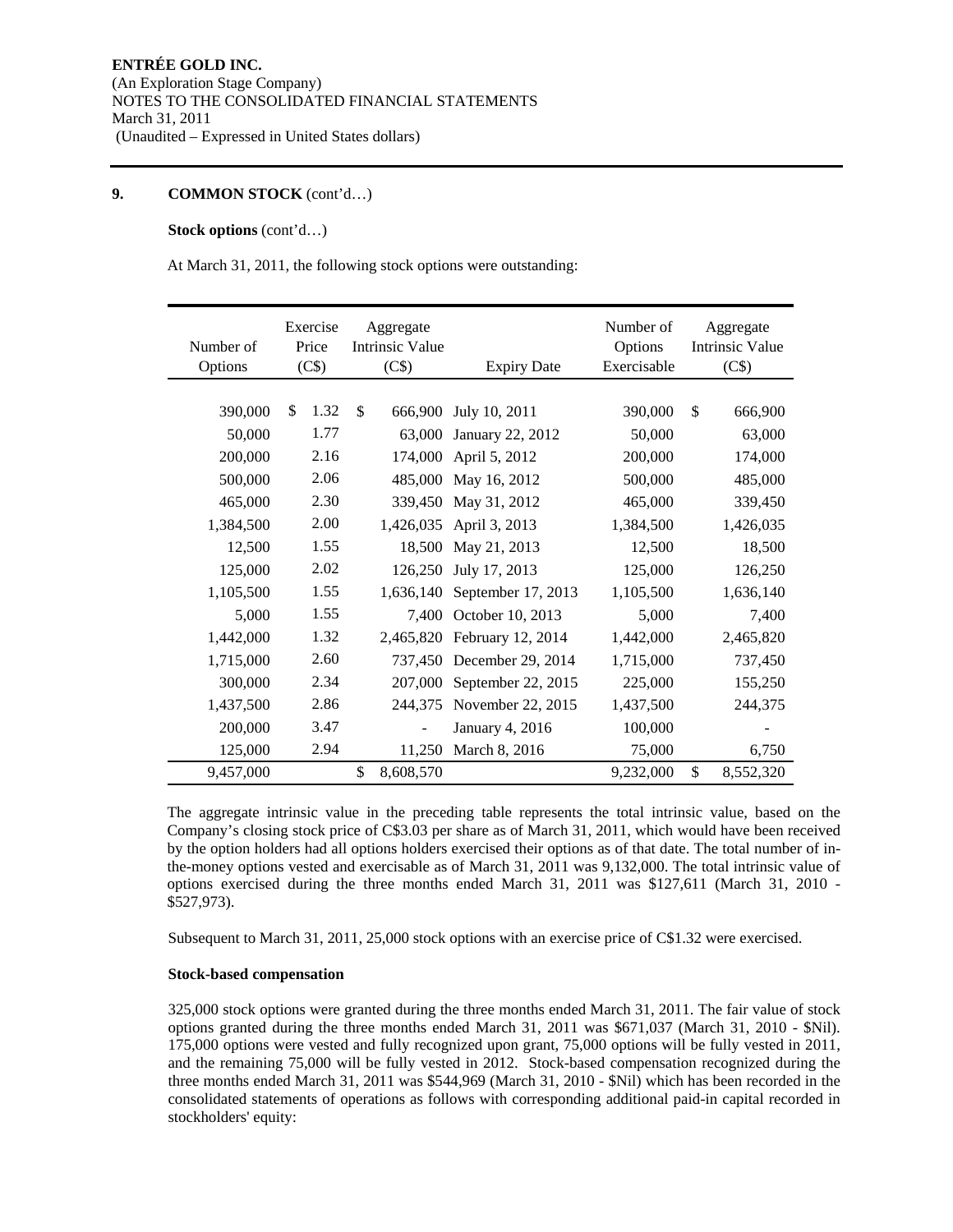**ENTRÉE GOLD INC.**
(An Exploration Stage Company)
NOTES TO THE CONSOLIDATED FINANCIAL STATEMENTS
March 31, 2011
(Unaudited – Expressed in United States dollars)

## 9. COMMON STOCK (cont'd…)

**Stock options** (cont'd…)

At March 31, 2011, the following stock options were outstanding:

| Number of Options | Exercise Price (C$) | Aggregate Intrinsic Value (C$) | Expiry Date | Number of Options Exercisable | Aggregate Intrinsic Value (C$) |
|---|---|---|---|---|---|
| 390,000 | $ 1.32 | $ 666,900 | July 10, 2011 | 390,000 | $ 666,900 |
| 50,000 | 1.77 | 63,000 | January 22, 2012 | 50,000 | 63,000 |
| 200,000 | 2.16 | 174,000 | April 5, 2012 | 200,000 | 174,000 |
| 500,000 | 2.06 | 485,000 | May 16, 2012 | 500,000 | 485,000 |
| 465,000 | 2.30 | 339,450 | May 31, 2012 | 465,000 | 339,450 |
| 1,384,500 | 2.00 | 1,426,035 | April 3, 2013 | 1,384,500 | 1,426,035 |
| 12,500 | 1.55 | 18,500 | May 21, 2013 | 12,500 | 18,500 |
| 125,000 | 2.02 | 126,250 | July 17, 2013 | 125,000 | 126,250 |
| 1,105,500 | 1.55 | 1,636,140 | September 17, 2013 | 1,105,500 | 1,636,140 |
| 5,000 | 1.55 | 7,400 | October 10, 2013 | 5,000 | 7,400 |
| 1,442,000 | 1.32 | 2,465,820 | February 12, 2014 | 1,442,000 | 2,465,820 |
| 1,715,000 | 2.60 | 737,450 | December 29, 2014 | 1,715,000 | 737,450 |
| 300,000 | 2.34 | 207,000 | September 22, 2015 | 225,000 | 155,250 |
| 1,437,500 | 2.86 | 244,375 | November 22, 2015 | 1,437,500 | 244,375 |
| 200,000 | 3.47 | - | January 4, 2016 | 100,000 | - |
| 125,000 | 2.94 | 11,250 | March 8, 2016 | 75,000 | 6,750 |
| 9,457,000 | | $ 8,608,570 | | 9,232,000 | $ 8,552,320 |

The aggregate intrinsic value in the preceding table represents the total intrinsic value, based on the Company's closing stock price of C$3.03 per share as of March 31, 2011, which would have been received by the option holders had all options holders exercised their options as of that date. The total number of in-the-money options vested and exercisable as of March 31, 2011 was 9,132,000. The total intrinsic value of options exercised during the three months ended March 31, 2011 was $127,611 (March 31, 2010 - $527,973).

Subsequent to March 31, 2011, 25,000 stock options with an exercise price of C$1.32 were exercised.

**Stock-based compensation**

325,000 stock options were granted during the three months ended March 31, 2011. The fair value of stock options granted during the three months ended March 31, 2011 was $671,037 (March 31, 2010 - $Nil). 175,000 options were vested and fully recognized upon grant, 75,000 options will be fully vested in 2011, and the remaining 75,000 will be fully vested in 2012. Stock-based compensation recognized during the three months ended March 31, 2011 was $544,969 (March 31, 2010 - $Nil) which has been recorded in the consolidated statements of operations as follows with corresponding additional paid-in capital recorded in stockholders' equity: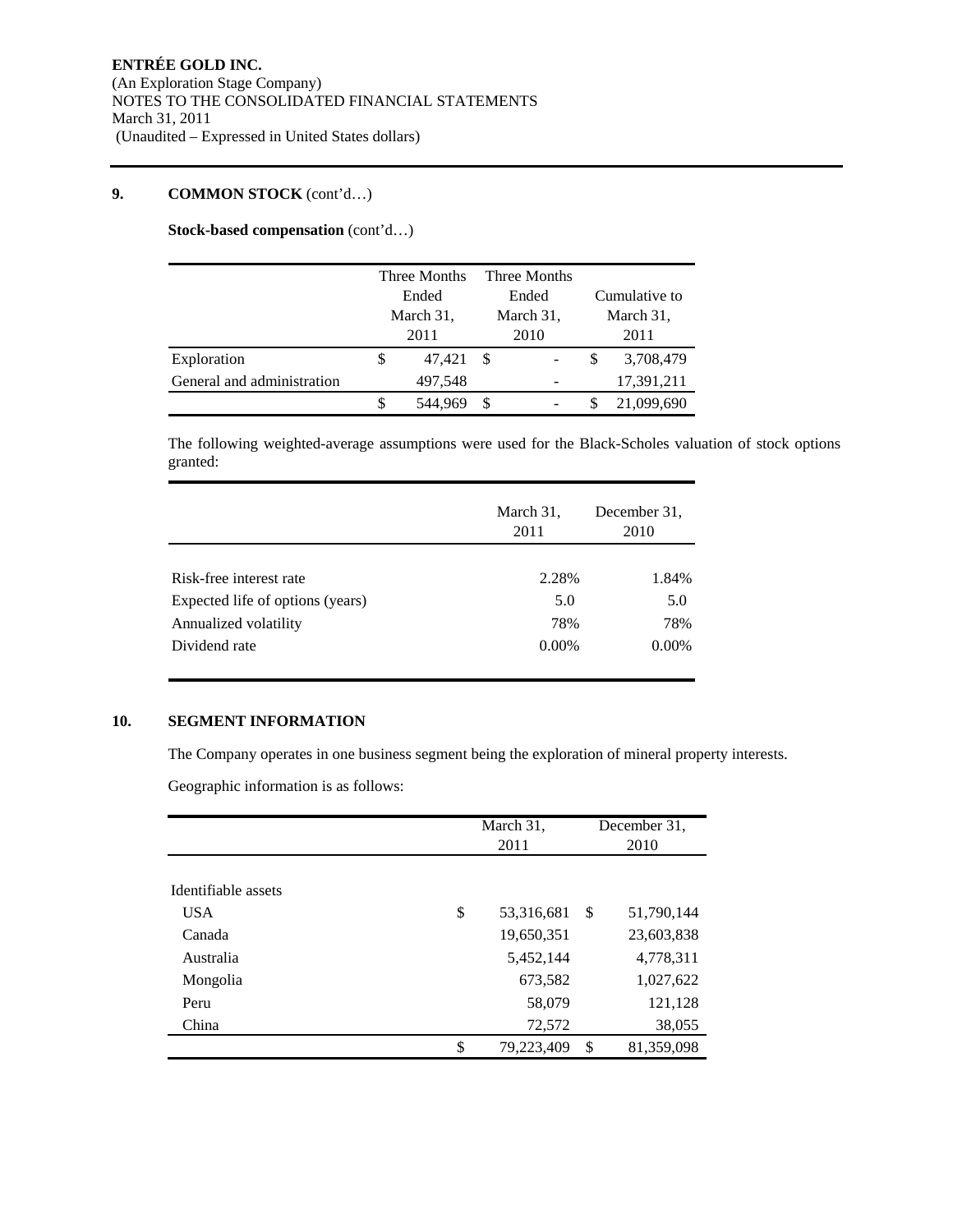ENTRÉE GOLD INC.
(An Exploration Stage Company)
NOTES TO THE CONSOLIDATED FINANCIAL STATEMENTS
March 31, 2011
(Unaudited – Expressed in United States dollars)

## 9. COMMON STOCK (cont'd…)

**Stock-based compensation** (cont'd…)

| | Three Months Ended March 31, 2011 | Three Months Ended March 31, 2010 | Cumulative to March 31, 2011 |
|---|---|---|---|
| Exploration | $ 47,421 | $ - | $ 3,708,479 |
| General and administration | 497,548 | - | 17,391,211 |
| | $ 544,969 | $ - | $ 21,099,690 |

The following weighted-average assumptions were used for the Black-Scholes valuation of stock options granted:

| | March 31, 2011 | December 31, 2010 |
|---|---|---|
| Risk-free interest rate | 2.28% | 1.84% |
| Expected life of options (years) | 5.0 | 5.0 |
| Annualized volatility | 78% | 78% |
| Dividend rate | 0.00% | 0.00% |

## 10. SEGMENT INFORMATION

The Company operates in one business segment being the exploration of mineral property interests.

Geographic information is as follows:

| | March 31, 2011 | December 31, 2010 |
|---|---|---|
| Identifiable assets | | |
| USA | $ 53,316,681 | $ 51,790,144 |
| Canada | 19,650,351 | 23,603,838 |
| Australia | 5,452,144 | 4,778,311 |
| Mongolia | 673,582 | 1,027,622 |
| Peru | 58,079 | 121,128 |
| China | 72,572 | 38,055 |
| | $ 79,223,409 | $ 81,359,098 |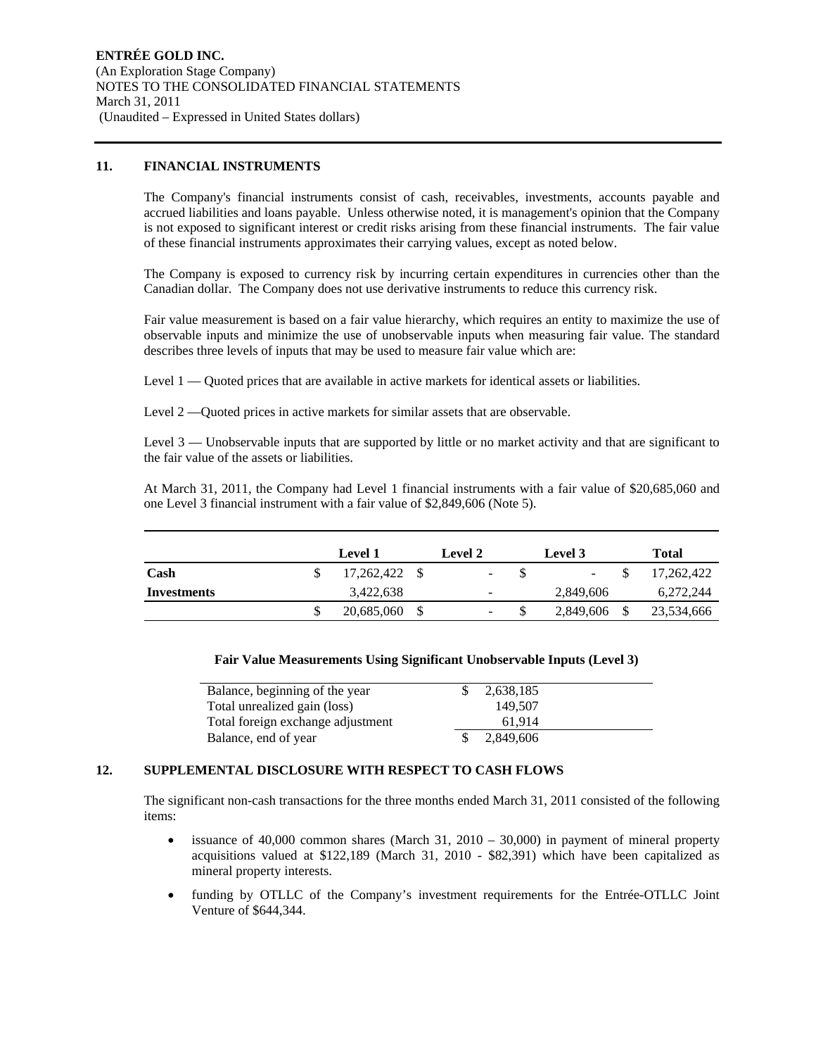## 11. FINANCIAL INSTRUMENTS

The Company's financial instruments consist of cash, receivables, investments, accounts payable and accrued liabilities and loans payable. Unless otherwise noted, it is management's opinion that the Company is not exposed to significant interest or credit risks arising from these financial instruments. The fair value of these financial instruments approximates their carrying values, except as noted below.

The Company is exposed to currency risk by incurring certain expenditures in currencies other than the Canadian dollar. The Company does not use derivative instruments to reduce this currency risk.

Fair value measurement is based on a fair value hierarchy, which requires an entity to maximize the use of observable inputs and minimize the use of unobservable inputs when measuring fair value. The standard describes three levels of inputs that may be used to measure fair value which are:

Level 1 — Quoted prices that are available in active markets for identical assets or liabilities.

Level 2 —Quoted prices in active markets for similar assets that are observable.

Level 3 — Unobservable inputs that are supported by little or no market activity and that are significant to the fair value of the assets or liabilities.

At March 31, 2011, the Company had Level 1 financial instruments with a fair value of $20,685,060 and one Level 3 financial instrument with a fair value of $2,849,606 (Note 5).

| | Level 1 | Level 2 | Level 3 | Total |
|---|---|---|---|---|
| **Cash** | $ 17,262,422 | $ - | $ - | $ 17,262,422 |
| **Investments** | 3,422,638 | - | 2,849,606 | 6,272,244 |
| | $ 20,685,060 | $ - | $ 2,849,606 | $ 23,534,666 |

**Fair Value Measurements Using Significant Unobservable Inputs (Level 3)**

| | |
|---|---|
| Balance, beginning of the year | $ 2,638,185 |
| Total unrealized gain (loss) | 149,507 |
| Total foreign exchange adjustment | 61,914 |
| Balance, end of year | $ 2,849,606 |

## 12. SUPPLEMENTAL DISCLOSURE WITH RESPECT TO CASH FLOWS

The significant non-cash transactions for the three months ended March 31, 2011 consisted of the following items:

- issuance of 40,000 common shares (March 31, 2010 – 30,000) in payment of mineral property acquisitions valued at $122,189 (March 31, 2010 - $82,391) which have been capitalized as mineral property interests.
- funding by OTLLC of the Company's investment requirements for the Entrée-OTLLC Joint Venture of $644,344.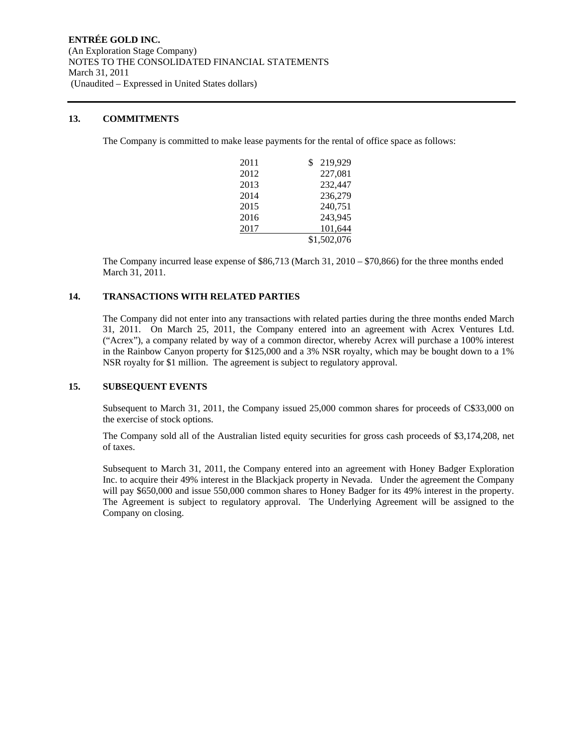**ENTRÉE GOLD INC.**
(An Exploration Stage Company)
NOTES TO THE CONSOLIDATED FINANCIAL STATEMENTS
March 31, 2011
(Unaudited – Expressed in United States dollars)

## 13. COMMITMENTS

The Company is committed to make lease payments for the rental of office space as follows:

| | |
|---|---|
| 2011 | $ 219,929 |
| 2012 | 227,081 |
| 2013 | 232,447 |
| 2014 | 236,279 |
| 2015 | 240,751 |
| 2016 | 243,945 |
| 2017 | 101,644 |
| | $1,502,076 |

The Company incurred lease expense of $86,713 (March 31, 2010 – $70,866) for the three months ended March 31, 2011.

## 14. TRANSACTIONS WITH RELATED PARTIES

The Company did not enter into any transactions with related parties during the three months ended March 31, 2011. On March 25, 2011, the Company entered into an agreement with Acrex Ventures Ltd. ("Acrex"), a company related by way of a common director, whereby Acrex will purchase a 100% interest in the Rainbow Canyon property for $125,000 and a 3% NSR royalty, which may be bought down to a 1% NSR royalty for $1 million. The agreement is subject to regulatory approval.

## 15. SUBSEQUENT EVENTS

Subsequent to March 31, 2011, the Company issued 25,000 common shares for proceeds of C$33,000 on the exercise of stock options.

The Company sold all of the Australian listed equity securities for gross cash proceeds of $3,174,208, net of taxes.

Subsequent to March 31, 2011, the Company entered into an agreement with Honey Badger Exploration Inc. to acquire their 49% interest in the Blackjack property in Nevada. Under the agreement the Company will pay $650,000 and issue 550,000 common shares to Honey Badger for its 49% interest in the property. The Agreement is subject to regulatory approval. The Underlying Agreement will be assigned to the Company on closing.